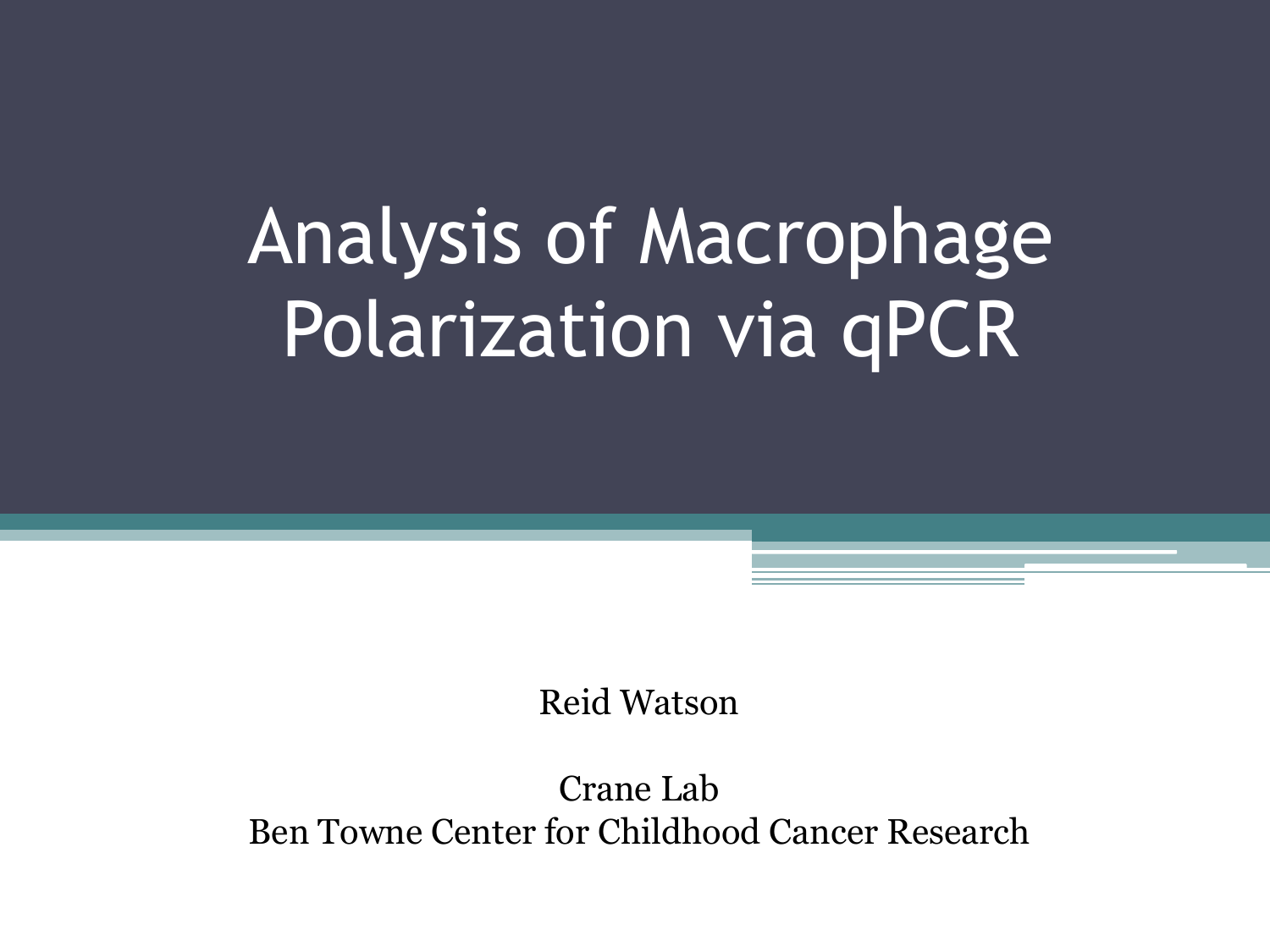# Analysis of Macrophage Polarization via qPCR

Reid Watson

Crane Lab
Ben Towne Center for Childhood Cancer Research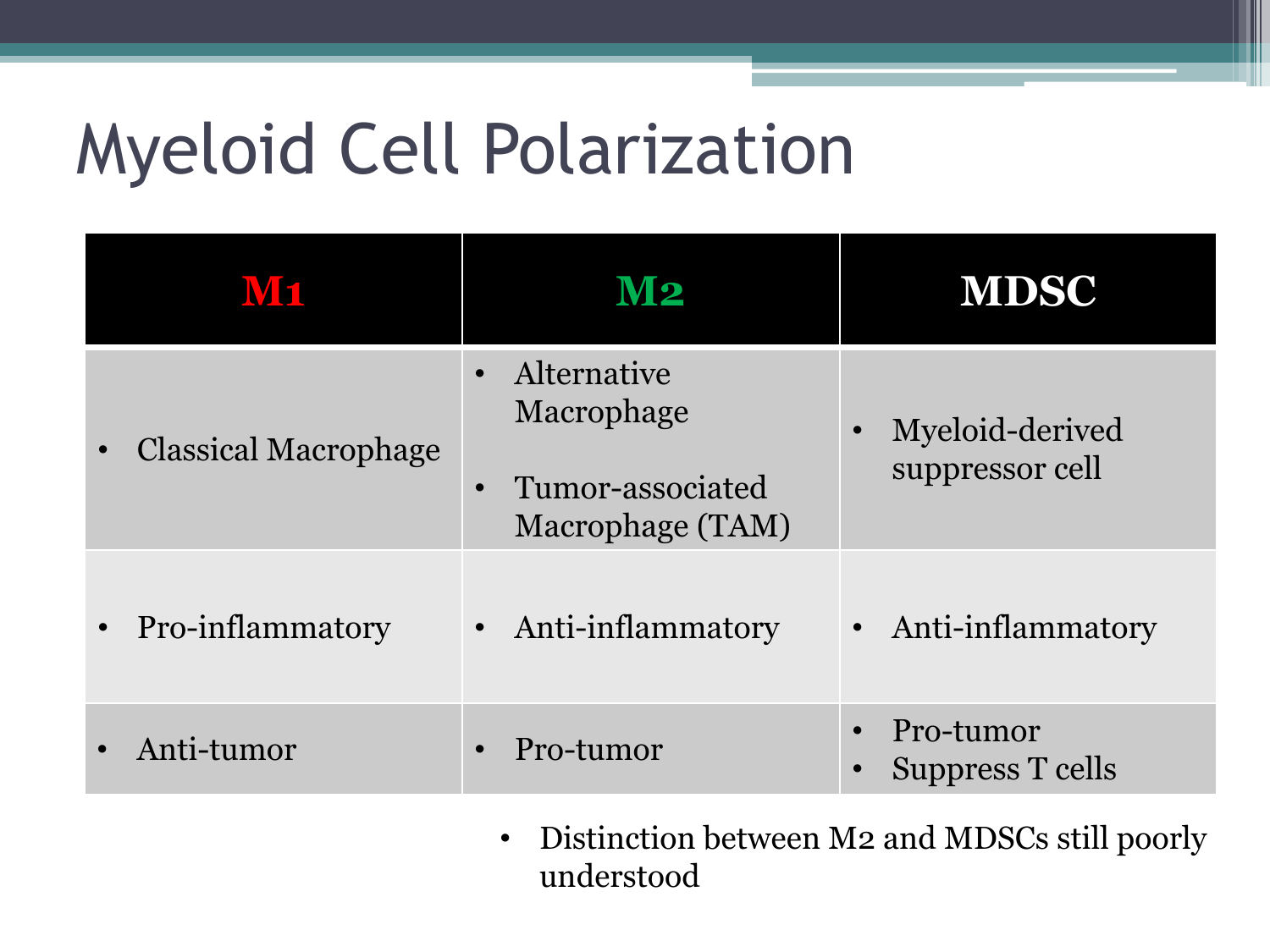# Myeloid Cell Polarization

| M1 | M2 | MDSC |
| --- | --- | --- |
| • Classical Macrophage | • Alternative Macrophage<br>• Tumor-associated Macrophage (TAM) | • Myeloid-derived suppressor cell |
| • Pro-inflammatory | • Anti-inflammatory | • Anti-inflammatory |
| • Anti-tumor | • Pro-tumor | • Pro-tumor<br>• Suppress T cells |

- Distinction between M2 and MDSCs still poorly understood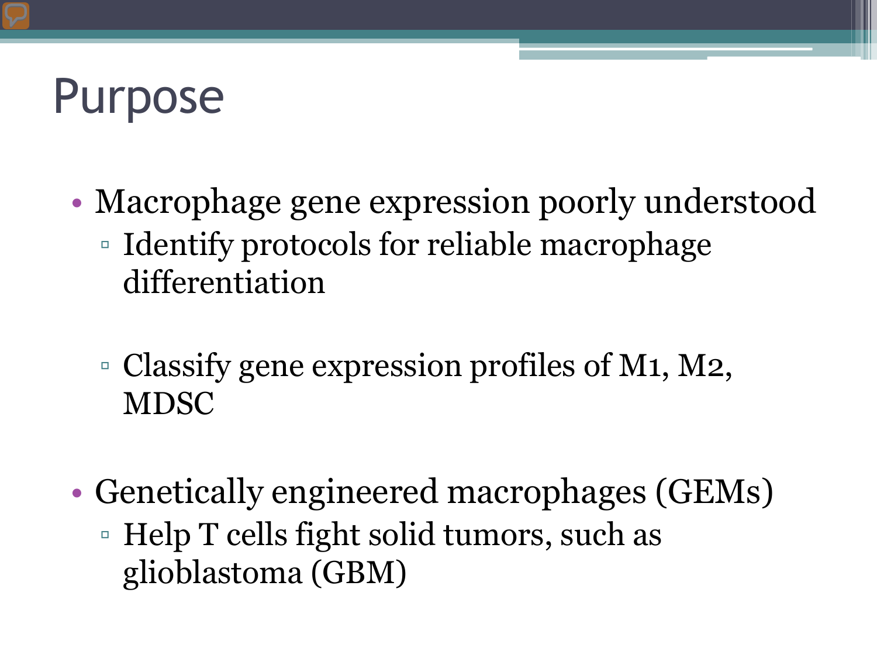# Purpose

- Macrophage gene expression poorly understood
  - Identify protocols for reliable macrophage differentiation
  - Classify gene expression profiles of M1, M2, MDSC
- Genetically engineered macrophages (GEMs)
  - Help T cells fight solid tumors, such as glioblastoma (GBM)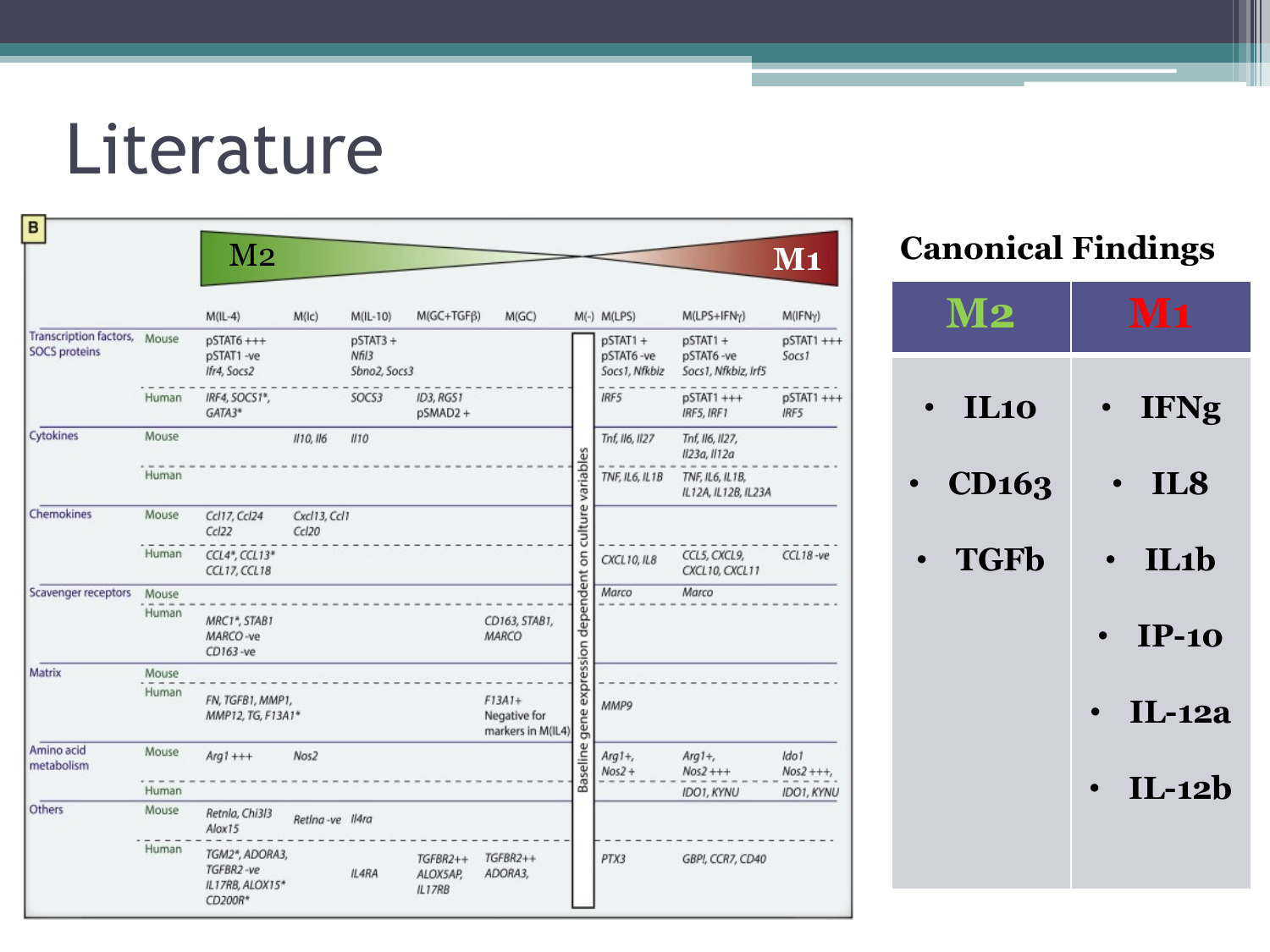# Literature

**B**

M2 ⟵ ⟶ M1

| | | M(IL-4) | M(Ic) | M(IL-10) | M(GC+TGFβ) | M(GC) | M(-) | M(LPS) | M(LPS+IFNγ) | M(IFNγ) |
|---|---|---|---|---|---|---|---|---|---|---|
| Transcription factors, SOCS proteins | Mouse | pSTAT6 +++ pSTAT1 -ve Ifr4, Socs2 | | pSTAT3 + Nfil3 Sbno2, Socs3 | | | Baseline gene expression dependent on culture variables | pSTAT1 + pSTAT6 -ve Socs1, Nfkbiz | pSTAT1 + pSTAT6 -ve Socs1, Nfkbiz, Irf5 | pSTAT1 +++ Socs1 |
| | Human | IRF4, SOCS1*, GATA3* | | SOCS3 | ID3, RGS1 pSMAD2 + | | | IRF5 | pSTAT1 +++ IRF5, IRF1 | pSTAT1 +++ IRF5 |
| Cytokines | Mouse | | Il10, Il6 | Il10 | | | | Tnf, Il6, Il27 | Tnf, Il6, Il27, Il23a, Il12a | |
| | Human | | | | | | | TNF, IL6, IL1B | TNF, IL6, IL1B, IL12A, IL12B, IL23A | |
| Chemokines | Mouse | Ccl17, Ccl24 Ccl22 | Cxcl13, Ccl1 Ccl20 | | | | | | | |
| | Human | CCL4*, CCL13* CCL17, CCL18 | | | | | | CXCL10, IL8 | CCL5, CXCL9, CXCL10, CXCL11 | CCL18 -ve |
| Scavenger receptors | Mouse | | | | | | | Marco | Marco | |
| | Human | MRC1*, STAB1 MARCO -ve CD163 -ve | | | | CD163, STAB1, MARCO | | | | |
| Matrix | Mouse | | | | | | | | | |
| | Human | FN, TGFB1, MMP1, MMP12, TG, F13A1* | | | | F13A1+ Negative for markers in M(IL4) | | MMP9 | | |
| Amino acid metabolism | Mouse | Arg1 +++ | Nos2 | | | | | Arg1+, Nos2 + | Arg1+, Nos2 +++ | Ido1 Nos2 +++, |
| | Human | | | | | | | | IDO1, KYNU | IDO1, KYNU |
| Others | Mouse | Retnla, Chi3l3 Alox15 | Retlna -ve | Il4ra | | | | | | |
| | Human | TGM2*, ADORA3, TGFBR2 -ve IL17RB, ALOX15* CD200R* | | IL4RA | TGFBR2++ ALOX5AP, IL17RB | TGFBR2++ ADORA3, | | PTX3 | GBP!, CCR7, CD40 | |

## Canonical Findings

| M2 | M1 |
|---|---|
| • IL10 | • IFNg |
| • CD163 | • IL8 |
| • TGFb | • IL1b |
| | • IP-10 |
| | • IL-12a |
| | • IL-12b |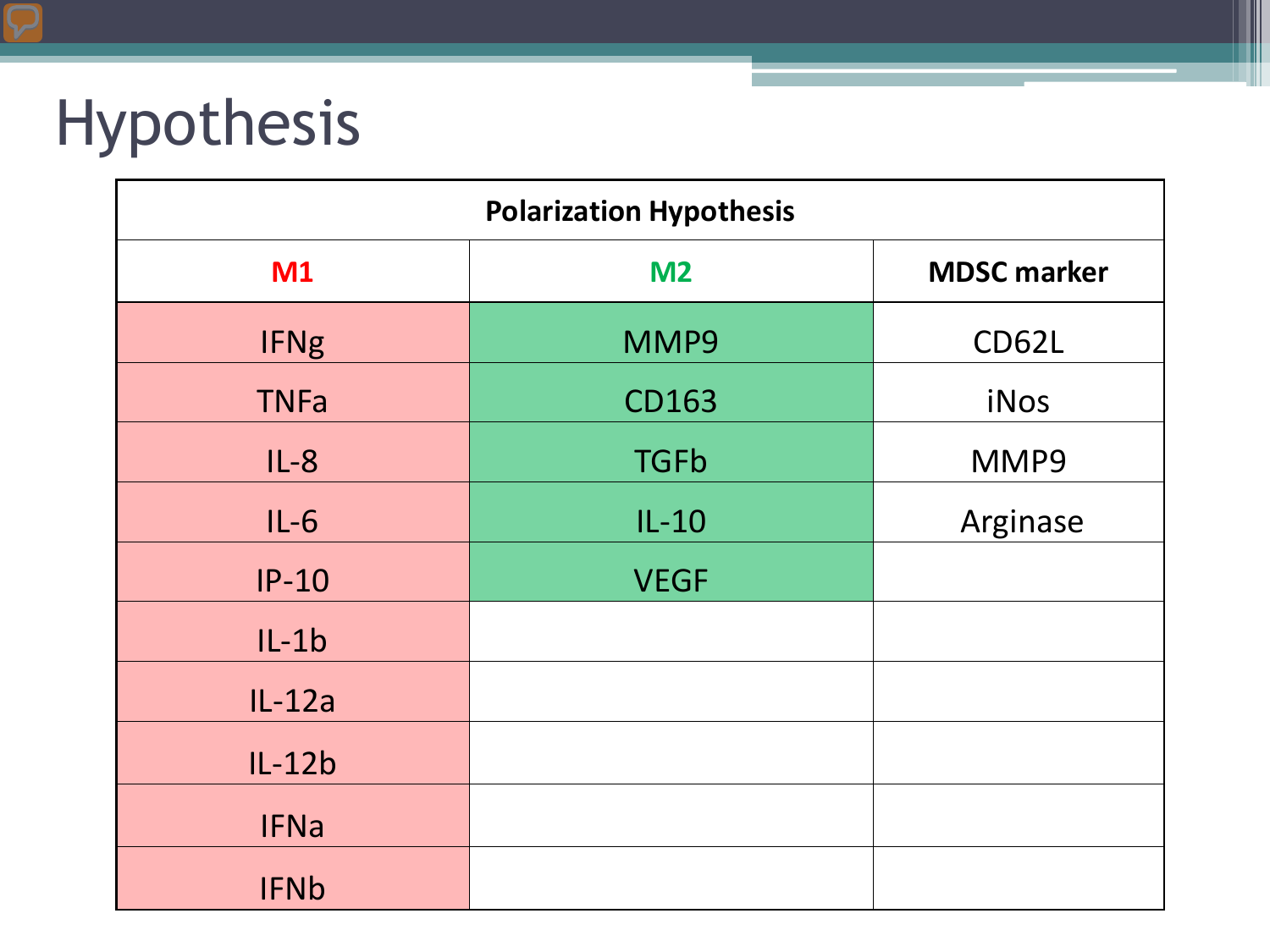# Hypothesis

| Polarization Hypothesis | | |
|---|---|---|
| **M1** | **M2** | **MDSC marker** |
| IFNg | MMP9 | CD62L |
| TNFa | CD163 | iNos |
| IL-8 | TGFb | MMP9 |
| IL-6 | IL-10 | Arginase |
| IP-10 | VEGF | |
| IL-1b | | |
| IL-12a | | |
| IL-12b | | |
| IFNa | | |
| IFNb | | |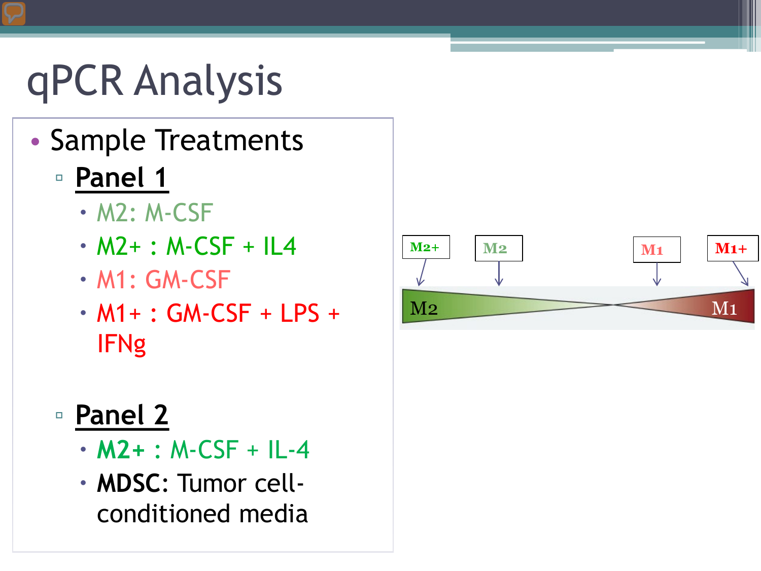# qPCR Analysis

- Sample Treatments
  - **Panel 1**
    - M2: M-CSF
    - M2+ : M-CSF + IL4
    - M1: GM-CSF
    - M1+ : GM-CSF + LPS + IFNg
  - **Panel 2**
    - **M2+** : M-CSF + IL-4
    - **MDSC**: Tumor cell-conditioned media

M2+ M2 M1 M1+

M2 M1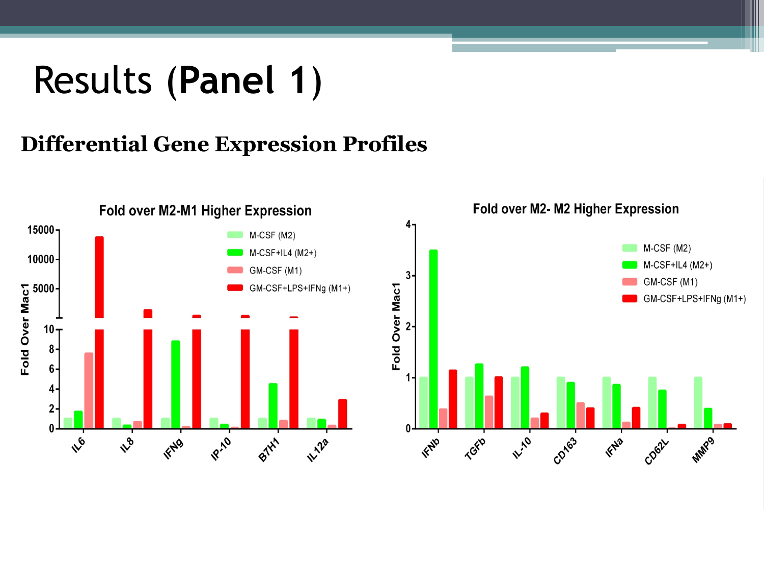# Results (**Panel 1**)

## Differential Gene Expression Profiles

### Fold over M2-M1 Higher Expression

Fold Over Mac1

- M-CSF (M2)
- M-CSF+IL4 (M2+)
- GM-CSF (M1)
- GM-CSF+LPS+IFNg (M1+)

IL6, IL8, IFNg, IP-10, B7H1, IL12a

### Fold over M2- M2 Higher Expression

Fold Over Mac1

- M-CSF (M2)
- M-CSF+IL4 (M2+)
- GM-CSF (M1)
- GM-CSF+LPS+IFNg (M1+)

IFNb, TGFb, IL-10, CD163, IFNa, CD62L, MMP9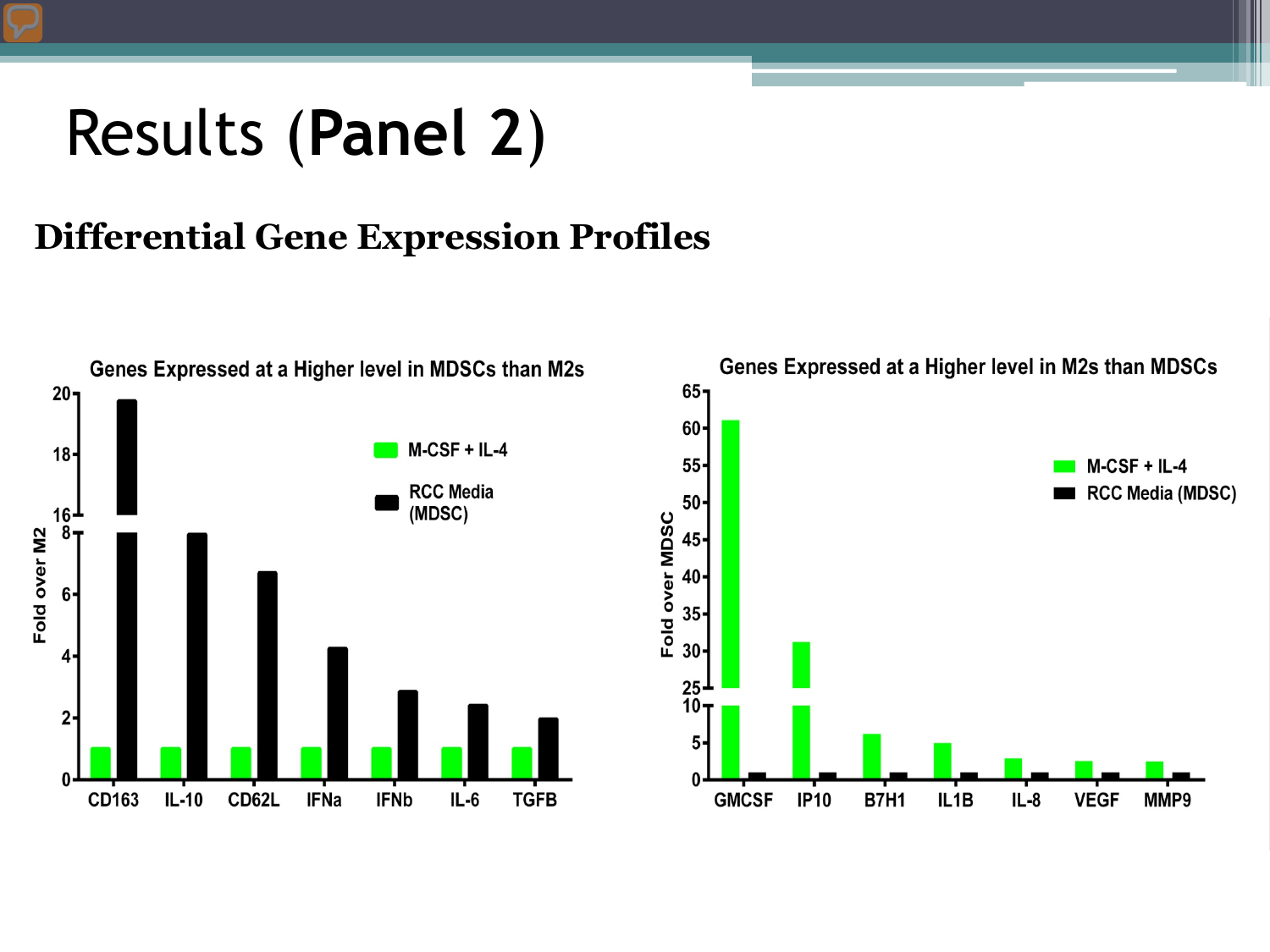# Results (Panel 2)

## Differential Gene Expression Profiles

Genes Expressed at a Higher level in MDSCs than M2s

Genes Expressed at a Higher level in M2s than MDSCs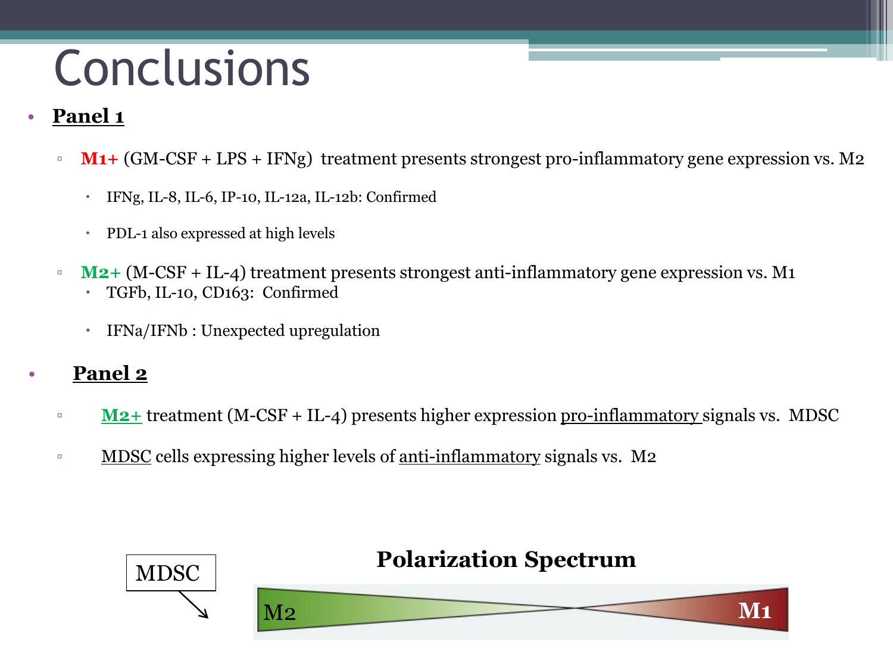# Conclusions

- **Panel 1**
  - **M1+** (GM-CSF + LPS + IFNg) treatment presents strongest pro-inflammatory gene expression vs. M2
    - IFNg, IL-8, IL-6, IP-10, IL-12a, IL-12b: Confirmed
    - PDL-1 also expressed at high levels
  - **M2+** (M-CSF + IL-4) treatment presents strongest anti-inflammatory gene expression vs. M1
    - TGFb, IL-10, CD163: Confirmed
    - IFNa/IFNb : Unexpected upregulation
- **Panel 2**
  - **M2+** treatment (M-CSF + IL-4) presents higher expression pro-inflammatory signals vs. MDSC
  - MDSC cells expressing higher levels of anti-inflammatory signals vs. M2

**Polarization Spectrum**

MDSC

M2 M1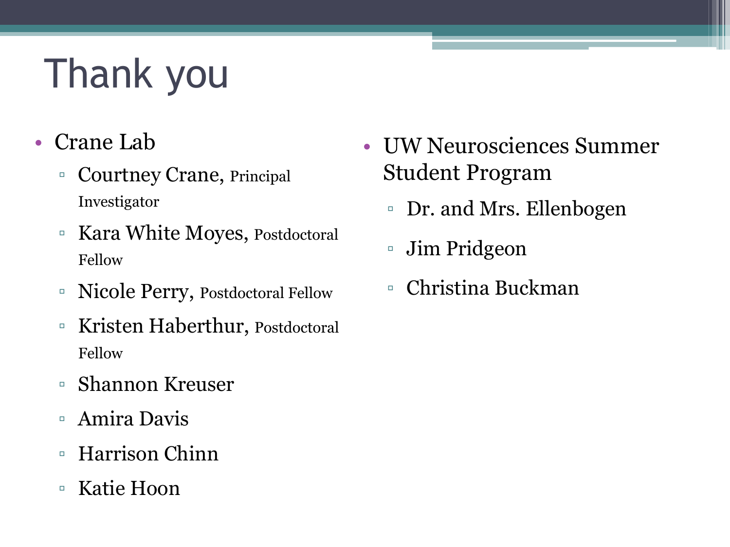# Thank you

- Crane Lab
  - Courtney Crane, Principal Investigator
  - Kara White Moyes, Postdoctoral Fellow
  - Nicole Perry, Postdoctoral Fellow
  - Kristen Haberthur, Postdoctoral Fellow
  - Shannon Kreuser
  - Amira Davis
  - Harrison Chinn
  - Katie Hoon
- UW Neurosciences Summer Student Program
  - Dr. and Mrs. Ellenbogen
  - Jim Pridgeon
  - Christina Buckman